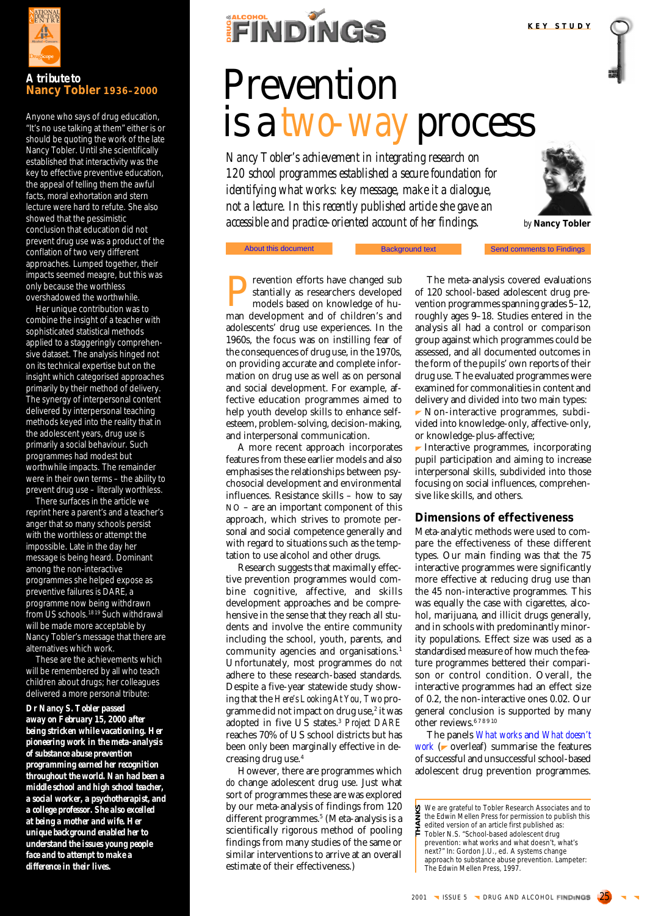# Prevention is a two-way process

*Nancy Tobler's achievement in integrating research on 120 school programmes established a secure foundation for identifying what works: key message, make it a dialogue, not a lecture. In this recently published article she gave an accessible and practice-oriented account of her findings.*

by **Nancy Tobler**

About this document | Background text | Send comments to Findings

## A tribute to Nancy Tobler 1936–2000

Anyone who says of drug education, "It's no use talking at them" either is or should be quoting the work of the late Nancy Tobler. Until she scientifically established that interactivity was the key to effective preventive education, the appeal of telling them the awful facts, moral exhortation and stern lecture were hard to refute. She also showed that the pessimistic conclusion that education did not prevent drug use was a product of the conflation of two very different approaches. Lumped together, their impacts seemed meagre, but this was only because the worthless overshadowed the worthwhile.

Her unique contribution was to combine the insight of a teacher with sophisticated statistical methods applied to a staggeringly comprehensive dataset. The analysis hinged not on its technical expertise but on the insight which categorised approaches primarily by their method of delivery. The synergy of interpersonal content delivered by interpersonal teaching methods keyed into the reality that in the adolescent years, drug use is primarily a social behaviour. Such programmes had modest but worthwhile impacts. The remainder were in their own terms – the ability to prevent drug use – literally worthless.

There surfaces in the article we reprint here a parent's and a teacher's anger that so many schools persist with the worthless or attempt the impossible. Late in the day her message is being heard. Dominant among the non-interactive programmes she helped expose as preventive failures is DARE, a programme now being withdrawn from US schools.[18,19] Such withdrawal will be made more acceptable by Nancy Tobler's message that there are alternatives which work.

These are the achievements which will be remembered by all who teach children about drugs; her colleagues delivered a more personal tribute:

**Dr Nancy S. Tobler passed away on February 15, 2000 after being stricken while vacationing. Her pioneering work in the meta-analysis of substance abuse prevention programming earned her recognition throughout the world. Nan had been a middle school and high school teacher, a social worker, a psychotherapist, and a college professor. She also excelled at being a mother and wife. Her unique background enabled her to understand the issues young people face and to attempt to make a difference in their lives.**

Prevention efforts have changed substantially as researchers developed models based on knowledge of human development and of children's and adolescents' drug use experiences. In the 1960s, the focus was on instilling fear of the consequences of drug use, in the 1970s, on providing accurate and complete information on drug use as well as on personal and social development. For example, affective education programmes aimed to help youth develop skills to enhance self-esteem, problem-solving, decision-making, and interpersonal communication.

A more recent approach incorporates features from these earlier models and also emphasises the relationships between psychosocial development and environmental influences. Resistance skills – how to say NO – are an important component of this approach, which strives to promote personal and social competence generally and with regard to situations such as the temptation to use alcohol and other drugs.

Research suggests that maximally effective prevention programmes would combine cognitive, affective, and skills development approaches and be comprehensive in the sense that they reach all students and involve the entire community including the school, youth, parents, and community agencies and organisations.[1] Unfortunately, most programmes do *not* adhere to these research-based standards. Despite a five-year statewide study showing that the *Here's Looking At You, Two* programme did not impact on drug use,[2] it was adopted in five US states.[3] *Project DARE* reaches 70% of US school districts but has been only marginally effective in decreasing drug use.[4]

However, there are programmes which *do* change adolescent drug use. Just what sort of programmes these are was explored by our meta-analysis of findings from 120 different programmes.[5] (Meta-analysis is a scientifically rigorous method of pooling findings from many studies of the same or similar interventions to arrive at an overall estimate of their effectiveness.)

The meta-analysis covered evaluations of 120 school-based adolescent drug prevention programmes spanning grades 5–12, roughly ages 9–18. Studies entered in the analysis all had a control or comparison group against which programmes could be assessed, and all documented outcomes in the form of the pupils' own reports of their drug use. The evaluated programmes were examined for commonalities in content and delivery and divided into two main types:

- Non-interactive programmes, subdivided into knowledge-only, affective-only, or knowledge-plus-affective;
- Interactive programmes, incorporating pupil participation and aiming to increase interpersonal skills, subdivided into those focusing on social influences, comprehensive like skills, and others.

### Dimensions of effectiveness

Meta-analytic methods were used to compare the effectiveness of these different types. Our main finding was that the 75 interactive programmes were significantly more effective at reducing drug use than the 45 non-interactive programmes. This was equally the case with cigarettes, alcohol, marijuana, and illicit drugs generally, and in schools with predominantly minority populations. Effect size was used as a standardised measure of how much the feature programmes bettered their comparison or control condition. Overall, the interactive programmes had an effect size of 0.2, the non-interactive ones 0.02. Our general conclusion is supported by many other reviews.[6,7,8,9,10]

The panels *What works and What doesn't work* (overleaf) summarise the features of successful and unsuccessful school-based adolescent drug prevention programmes.

**THANKS** We are grateful to Tobler Research Associates and to the Edwin Mellen Press for permission to publish this edited version of an article first published as: Tobler N.S. "School-based adolescent drug prevention: what works and what doesn't, what's next?" In: Gordon J.U., ed. A systems change approach to substance abuse prevention. Lampeter: The Edwin Mellen Press, 1997.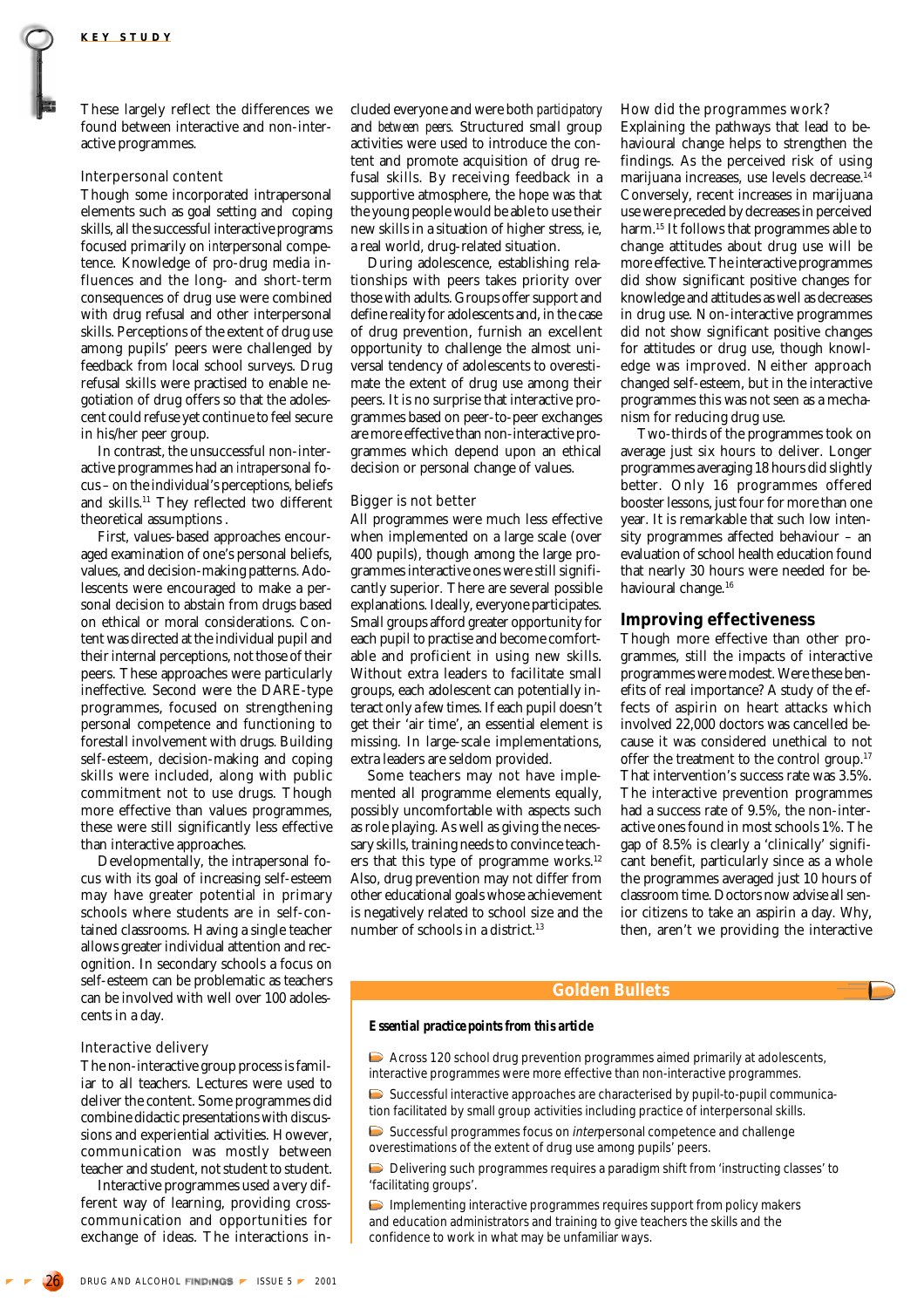These largely reflect the differences we found between interactive and non-interactive programmes.

### Interpersonal content

Though some incorporated intrapersonal elements such as goal setting and coping skills, all the successful interactive programs focused primarily on *inter*personal competence. Knowledge of pro-drug media influences and the long- and short-term consequences of drug use were combined with drug refusal and other interpersonal skills. Perceptions of the extent of drug use among pupils' peers were challenged by feedback from local school surveys. Drug refusal skills were practised to enable negotiation of drug offers so that the adolescent could refuse yet continue to feel secure in his/her peer group.

In contrast, the unsuccessful non-interactive programmes had an *intra*personal focus – on the individual's perceptions, beliefs and skills.[11] They reflected two different theoretical assumptions .

First, values-based approaches encouraged examination of one's personal beliefs, values, and decision-making patterns. Adolescents were encouraged to make a personal decision to abstain from drugs based on ethical or moral considerations. Content was directed at the individual pupil and their internal perceptions, not those of their peers. These approaches were particularly ineffective. Second were the DARE-type programmes, focused on strengthening personal competence and functioning to forestall involvement with drugs. Building self-esteem, decision-making and coping skills were included, along with public commitment not to use drugs. Though more effective than values programmes, these were still significantly less effective than interactive approaches.

Developmentally, the intrapersonal focus with its goal of increasing self-esteem may have greater potential in primary schools where students are in self-contained classrooms. Having a single teacher allows greater individual attention and recognition. In secondary schools a focus on self-esteem can be problematic as teachers can be involved with well over 100 adolescents in a day.

### Interactive delivery

The non-interactive group process is familiar to all teachers. Lectures were used to deliver the content. Some programmes did combine didactic presentations with discussions and experiential activities. However, communication was mostly between teacher and student, not student to student.

Interactive programmes used a very different way of learning, providing cross-communication and opportunities for exchange of ideas. The interactions included everyone and were both *participatory* and *between peers*. Structured small group activities were used to introduce the content and promote acquisition of drug refusal skills. By receiving feedback in a supportive atmosphere, the hope was that the young people would be able to use their new skills in a situation of higher stress, ie, a real world, drug-related situation.

During adolescence, establishing relationships with peers takes priority over those with adults. Groups offer support and define reality for adolescents and, in the case of drug prevention, furnish an excellent opportunity to challenge the almost universal tendency of adolescents to overestimate the extent of drug use among their peers. It is no surprise that interactive programmes based on peer-to-peer exchanges are more effective than non-interactive programmes which depend upon an ethical decision or personal change of values.

### Bigger is not better

All programmes were much less effective when implemented on a large scale (over 400 pupils), though among the large programmes interactive ones were still significantly superior. There are several possible explanations. Ideally, everyone participates. Small groups afford greater opportunity for each pupil to practise and become comfortable and proficient in using new skills. Without extra leaders to facilitate small groups, each adolescent can potentially interact only a few times. If each pupil doesn't get their 'air time', an essential element is missing. In large-scale implementations, extra leaders are seldom provided.

Some teachers may not have implemented all programme elements equally, possibly uncomfortable with aspects such as role playing. As well as giving the necessary skills, training needs to convince teachers that this type of programme works.[12] Also, drug prevention may not differ from other educational goals whose achievement is negatively related to school size and the number of schools in a district.[13]

### How did the programmes work?

Explaining the pathways that lead to behavioural change helps to strengthen the findings. As the perceived risk of using marijuana increases, use levels decrease.[14] Conversely, recent increases in marijuana use were preceded by decreases in perceived harm.[15] It follows that programmes able to change attitudes about drug use will be more effective. The interactive programmes did show significant positive changes for knowledge and attitudes as well as decreases in drug use. Non-interactive programmes did not show significant positive changes for attitudes or drug use, though knowledge was improved. Neither approach changed self-esteem, but in the interactive programmes this was not seen as a mechanism for reducing drug use.

Two-thirds of the programmes took on average just six hours to deliver. Longer programmes averaging 18 hours did slightly better. Only 16 programmes offered booster lessons, just four for more than one year. It is remarkable that such low intensity programmes affected behaviour – an evaluation of school health education found that nearly 30 hours were needed for behavioural change.[16]

## Improving effectiveness

Though more effective than other programmes, still the impacts of interactive programmes were modest. Were these benefits of real importance? A study of the effects of aspirin on heart attacks which involved 22,000 doctors was cancelled because it was considered unethical to not offer the treatment to the control group.[17] That intervention's success rate was 3.5%. The interactive prevention programmes had a success rate of 9.5%, the non-interactive ones found in most schools 1%. The gap of 8.5% is clearly a 'clinically' significant benefit, particularly since as a whole the programmes averaged just 10 hours of classroom time. Doctors now advise all senior citizens to take an aspirin a day. Why, then, aren't we providing the interactive

## Golden Bullets

**Essential practice points from this article**

- Across 120 school drug prevention programmes aimed primarily at adolescents, interactive programmes were more effective than non-interactive programmes.
- Successful interactive approaches are characterised by pupil-to-pupil communication facilitated by small group activities including practice of interpersonal skills.
- Successful programmes focus on *inter*personal competence and challenge overestimations of the extent of drug use among pupils' peers.
- Delivering such programmes requires a paradigm shift from 'instructing classes' to 'facilitating groups'.
- Implementing interactive programmes requires support from policy makers and education administrators and training to give teachers the skills and the confidence to work in what may be unfamiliar ways.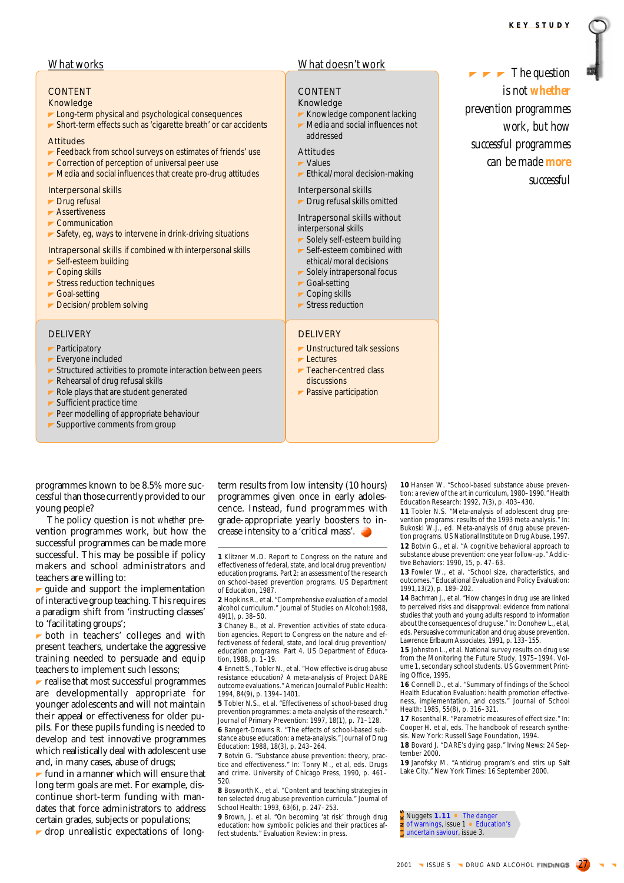## What works

### CONTENT

**Knowledge**
- Long-term physical and psychological consequences
- Short-term effects such as 'cigarette breath' or car accidents

**Attitudes**
- Feedback from school surveys on estimates of friends' use
- Correction of perception of universal peer use
- Media and social influences that create pro-drug attitudes

**Interpersonal skills**
- Drug refusal
- Assertiveness
- Communication
- Safety, eg, ways to intervene in drink-driving situations

**Intrapersonal skills if combined with interpersonal skills**
- Self-esteem building
- Coping skills
- Stress reduction techniques
- Goal-setting
- Decision/problem solving

### DELIVERY
- Participatory
- Everyone included
- Structured activities to promote interaction between peers
- Rehearsal of drug refusal skills
- Role plays that are student generated
- Sufficient practice time
- Peer modelling of appropriate behaviour
- Supportive comments from group

## What doesn't work

### CONTENT

**Knowledge**
- Knowledge component lacking
- Media and social influences not addressed

**Attitudes**
- Values
- Ethical/moral decision-making

**Interpersonal skills**
- Drug refusal skills omitted

**Intrapersonal skills without interpersonal skills**
- Solely self-esteem building
- Self-esteem combined with ethical/moral decisions
- Solely intrapersonal focus
- Goal-setting
- Coping skills
- Stress reduction

### DELIVERY
- Unstructured talk sessions
- Lectures
- Teacher-centred class discussions
- Passive participation

The question is not **whether** prevention programmes work, but how successful programmes can be made **more** successful

programmes known to be 8.5% more successful than those currently provided to our young people?

The policy question is not *whether* prevention programmes work, but how the successful programmes can be made more successful. This may be possible if policy makers and school administrators and teachers are willing to:

- guide and support the implementation of interactive group teaching. This requires a paradigm shift from 'instructing classes' to 'facilitating groups';
- both in teachers' colleges and with present teachers, undertake the aggressive training needed to persuade and equip teachers to implement such lessons;
- realise that most successful programmes are developmentally appropriate for younger adolescents and will not maintain their appeal or effectiveness for older pupils. For these pupils funding is needed to develop and test innovative programmes which realistically deal with adolescent use and, in many cases, abuse of drugs;
- fund in a manner which will ensure that long term goals are met. For example, discontinue short-term funding with mandates that force administrators to address certain grades, subjects or populations;
- drop unrealistic expectations of long-term results from low intensity (10 hours) programmes given once in early adolescence. Instead, fund programmes with grade-appropriate yearly boosters to increase intensity to a 'critical mass'.

1 Klitzner M.D. Report to Congress on the nature and effectiveness of federal, state, and local drug prevention/education programs. Part 2: an assessment of the research on school-based prevention programs. US Department of Education, 1987.

2 Hopkins R., et al. "Comprehensive evaluation of a model alcohol curriculum." Journal of Studies on Alcohol: 1988, 49(1), p. 38–50.

3 Chaney B., et al. Prevention activities of state education agencies. Report to Congress on the nature and effectiveness of federal, state, and local drug prevention/education programs. Part 4. US Department of Education, 1988, p. 1–19.

4 Ennett S., Tobler N., et al. "How effective is drug abuse resistance education? A meta-analysis of Project DARE outcome evaluations." American Journal of Public Health: 1994, 84(9), p. 1394–1401.

5 Tobler N.S., et al. "Effectiveness of school-based drug prevention programmes: a meta-analysis of the research." Journal of Primary Prevention: 1997, 18(1), p. 71–128.

6 Bangert-Drowns R. "The effects of school-based substance abuse education: a meta-analysis." Journal of Drug Education: 1988, 18(3), p. 243–264.

7 Botvin G. "Substance abuse prevention: theory, practice and effectiveness." In: Tonry M., et al, eds. Drugs and crime. University of Chicago Press, 1990, p. 461–520.

8 Bosworth K., et al. "Content and teaching strategies in ten selected drug abuse prevention curricula." Journal of School Health: 1993, 63(6), p. 247–253.

9 Brown, J. et al. "On becoming 'at risk' through drug education: how symbolic policies and their practices affect students." Evaluation Review: in press.

10 Hansen W. "School-based substance abuse prevention: a review of the art in curriculum, 1980–1990." Health Education Research: 1992, 7(3), p. 403–430.

11 Tobler N.S. "Meta-analysis of adolescent drug prevention programs: results of the 1993 meta-analysis." In: Bukoski W.J., ed. Meta-analysis of drug abuse prevention programs. US National Institute on Drug Abuse, 1997.

12 Botvin G., et al. "A cognitive behavioral approach to substance abuse prevention: one year follow-up." Addictive Behaviors: 1990, 15, p. 47–63.

13 Fowler W., et al. "School size, characteristics, and outcomes." Educational Evaluation and Policy Evaluation: 1991, 13(2), p. 189–202.

14 Bachman J., et al. "How changes in drug use are linked to perceived risks and disapproval: evidence from national studies that youth and young adults respond to information about the consequences of drug use." In: Donohew L., et al, eds. Persuasive communication and drug abuse prevention. Lawrence Erlbaum Associates, 1991, p. 133–155.

15 Johnston L., et al. National survey results on drug use from the Monitoring the Future Study, 1975–1994. Volume 1, secondary school students. US Government Printing Office, 1995.

16 Connell D., et al. "Summary of findings of the School Health Education Evaluation: health promotion effectiveness, implementation, and costs." Journal of School Health: 1985, 55(8), p. 316–321.

17 Rosenthal R. "Parametric measures of effect size." In: Cooper H. et al, eds. The handbook of research synthesis. New York: Russell Sage Foundation, 1994.

18 Bovard J. "DARE's dying gasp." Irving News: 24 September 2000.

19 Janofsky M. "Antidrug program's end stirs up Salt Lake City." New York Times: 16 September 2000.

Nuggets **1.11** • The danger of warnings, issue 1 • Education's uncertain saviour, issue 3.